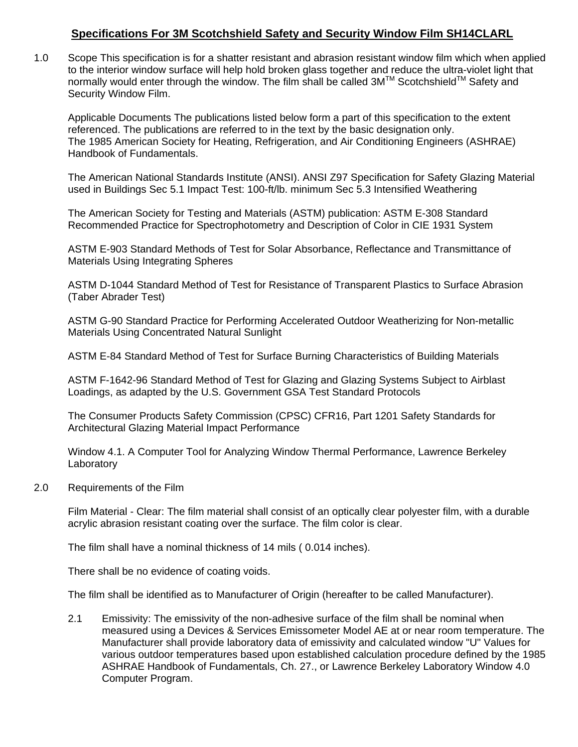# **Specifications For 3M Scotchshield Safety and Security Window Film SH14CLARL**

1.0 Scope This specification is for a shatter resistant and abrasion resistant window film which when applied to the interior window surface will help hold broken glass together and reduce the ultra-violet light that normally would enter through the window. The film shall be called 3M™ Scotchshield™ Safety and Security Window Film.

Applicable Documents The publications listed below form a part of this specification to the extent referenced. The publications are referred to in the text by the basic designation only.
The 1985 American Society for Heating, Refrigeration, and Air Conditioning Engineers (ASHRAE) Handbook of Fundamentals.

The American National Standards Institute (ANSI). ANSI Z97 Specification for Safety Glazing Material used in Buildings Sec 5.1 Impact Test: 100-ft/lb. minimum Sec 5.3 Intensified Weathering

The American Society for Testing and Materials (ASTM) publication: ASTM E-308 Standard Recommended Practice for Spectrophotometry and Description of Color in CIE 1931 System

ASTM E-903 Standard Methods of Test for Solar Absorbance, Reflectance and Transmittance of Materials Using Integrating Spheres

ASTM D-1044 Standard Method of Test for Resistance of Transparent Plastics to Surface Abrasion (Taber Abrader Test)

ASTM G-90 Standard Practice for Performing Accelerated Outdoor Weatherizing for Non-metallic Materials Using Concentrated Natural Sunlight

ASTM E-84 Standard Method of Test for Surface Burning Characteristics of Building Materials

ASTM F-1642-96 Standard Method of Test for Glazing and Glazing Systems Subject to Airblast Loadings, as adapted by the U.S. Government GSA Test Standard Protocols

The Consumer Products Safety Commission (CPSC) CFR16, Part 1201 Safety Standards for Architectural Glazing Material Impact Performance

Window 4.1. A Computer Tool for Analyzing Window Thermal Performance, Lawrence Berkeley Laboratory

2.0 Requirements of the Film

Film Material - Clear: The film material shall consist of an optically clear polyester film, with a durable acrylic abrasion resistant coating over the surface. The film color is clear.

The film shall have a nominal thickness of 14 mils ( 0.014 inches).

There shall be no evidence of coating voids.

The film shall be identified as to Manufacturer of Origin (hereafter to be called Manufacturer).

2.1 Emissivity: The emissivity of the non-adhesive surface of the film shall be nominal when measured using a Devices & Services Emissometer Model AE at or near room temperature. The Manufacturer shall provide laboratory data of emissivity and calculated window "U" Values for various outdoor temperatures based upon established calculation procedure defined by the 1985 ASHRAE Handbook of Fundamentals, Ch. 27., or Lawrence Berkeley Laboratory Window 4.0 Computer Program.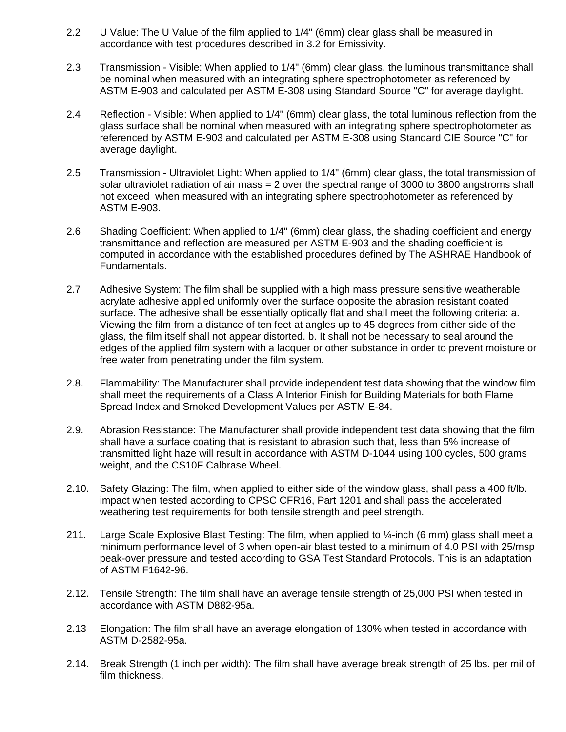2.2 U Value: The U Value of the film applied to 1/4" (6mm) clear glass shall be measured in accordance with test procedures described in 3.2 for Emissivity.

2.3 Transmission - Visible: When applied to 1/4" (6mm) clear glass, the luminous transmittance shall be nominal when measured with an integrating sphere spectrophotometer as referenced by ASTM E-903 and calculated per ASTM E-308 using Standard Source "C" for average daylight.

2.4 Reflection - Visible: When applied to 1/4" (6mm) clear glass, the total luminous reflection from the glass surface shall be nominal when measured with an integrating sphere spectrophotometer as referenced by ASTM E-903 and calculated per ASTM E-308 using Standard CIE Source "C" for average daylight.

2.5 Transmission - Ultraviolet Light: When applied to 1/4" (6mm) clear glass, the total transmission of solar ultraviolet radiation of air mass = 2 over the spectral range of 3000 to 3800 angstroms shall not exceed when measured with an integrating sphere spectrophotometer as referenced by ASTM E-903.

2.6 Shading Coefficient: When applied to 1/4" (6mm) clear glass, the shading coefficient and energy transmittance and reflection are measured per ASTM E-903 and the shading coefficient is computed in accordance with the established procedures defined by The ASHRAE Handbook of Fundamentals.

2.7 Adhesive System: The film shall be supplied with a high mass pressure sensitive weatherable acrylate adhesive applied uniformly over the surface opposite the abrasion resistant coated surface. The adhesive shall be essentially optically flat and shall meet the following criteria: a. Viewing the film from a distance of ten feet at angles up to 45 degrees from either side of the glass, the film itself shall not appear distorted. b. It shall not be necessary to seal around the edges of the applied film system with a lacquer or other substance in order to prevent moisture or free water from penetrating under the film system.

2.8. Flammability: The Manufacturer shall provide independent test data showing that the window film shall meet the requirements of a Class A Interior Finish for Building Materials for both Flame Spread Index and Smoked Development Values per ASTM E-84.

2.9. Abrasion Resistance: The Manufacturer shall provide independent test data showing that the film shall have a surface coating that is resistant to abrasion such that, less than 5% increase of transmitted light haze will result in accordance with ASTM D-1044 using 100 cycles, 500 grams weight, and the CS10F Calbrase Wheel.

2.10. Safety Glazing: The film, when applied to either side of the window glass, shall pass a 400 ft/lb. impact when tested according to CPSC CFR16, Part 1201 and shall pass the accelerated weathering test requirements for both tensile strength and peel strength.

211. Large Scale Explosive Blast Testing: The film, when applied to ¼-inch (6 mm) glass shall meet a minimum performance level of 3 when open-air blast tested to a minimum of 4.0 PSI with 25/msp peak-over pressure and tested according to GSA Test Standard Protocols. This is an adaptation of ASTM F1642-96.

2.12. Tensile Strength: The film shall have an average tensile strength of 25,000 PSI when tested in accordance with ASTM D882-95a.

2.13 Elongation: The film shall have an average elongation of 130% when tested in accordance with ASTM D-2582-95a.

2.14. Break Strength (1 inch per width): The film shall have average break strength of 25 lbs. per mil of film thickness.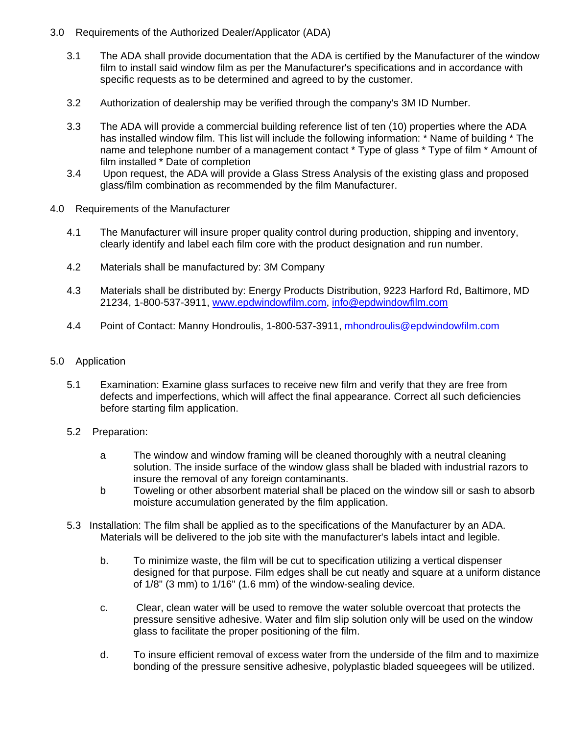## 3.0 Requirements of the Authorized Dealer/Applicator (ADA)

3.1 The ADA shall provide documentation that the ADA is certified by the Manufacturer of the window film to install said window film as per the Manufacturer's specifications and in accordance with specific requests as to be determined and agreed to by the customer.

3.2 Authorization of dealership may be verified through the company's 3M ID Number.

3.3 The ADA will provide a commercial building reference list of ten (10) properties where the ADA has installed window film. This list will include the following information: * Name of building * The name and telephone number of a management contact * Type of glass * Type of film * Amount of film installed * Date of completion

3.4 Upon request, the ADA will provide a Glass Stress Analysis of the existing glass and proposed glass/film combination as recommended by the film Manufacturer.

## 4.0 Requirements of the Manufacturer

4.1 The Manufacturer will insure proper quality control during production, shipping and inventory, clearly identify and label each film core with the product designation and run number.

4.2 Materials shall be manufactured by: 3M Company

4.3 Materials shall be distributed by: Energy Products Distribution, 9223 Harford Rd, Baltimore, MD 21234, 1-800-537-3911, www.epdwindowfilm.com, info@epdwindowfilm.com

4.4 Point of Contact: Manny Hondroulis, 1-800-537-3911, mhondroulis@epdwindowfilm.com

## 5.0 Application

5.1 Examination: Examine glass surfaces to receive new film and verify that they are free from defects and imperfections, which will affect the final appearance. Correct all such deficiencies before starting film application.

5.2 Preparation:

- a The window and window framing will be cleaned thoroughly with a neutral cleaning solution. The inside surface of the window glass shall be bladed with industrial razors to insure the removal of any foreign contaminants.
- b Toweling or other absorbent material shall be placed on the window sill or sash to absorb moisture accumulation generated by the film application.

5.3 Installation: The film shall be applied as to the specifications of the Manufacturer by an ADA. Materials will be delivered to the job site with the manufacturer's labels intact and legible.

- b. To minimize waste, the film will be cut to specification utilizing a vertical dispenser designed for that purpose. Film edges shall be cut neatly and square at a uniform distance of 1/8" (3 mm) to 1/16" (1.6 mm) of the window-sealing device.
- c. Clear, clean water will be used to remove the water soluble overcoat that protects the pressure sensitive adhesive. Water and film slip solution only will be used on the window glass to facilitate the proper positioning of the film.
- d. To insure efficient removal of excess water from the underside of the film and to maximize bonding of the pressure sensitive adhesive, polyplastic bladed squeegees will be utilized.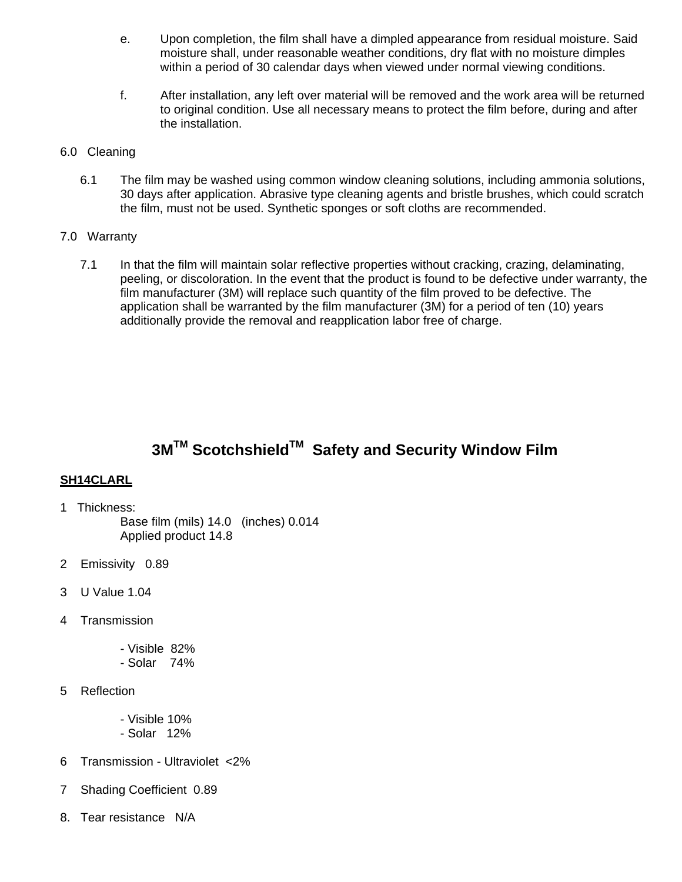e. Upon completion, the film shall have a dimpled appearance from residual moisture. Said moisture shall, under reasonable weather conditions, dry flat with no moisture dimples within a period of 30 calendar days when viewed under normal viewing conditions.

f. After installation, any left over material will be removed and the work area will be returned to original condition. Use all necessary means to protect the film before, during and after the installation.

6.0 Cleaning

6.1 The film may be washed using common window cleaning solutions, including ammonia solutions, 30 days after application. Abrasive type cleaning agents and bristle brushes, which could scratch the film, must not be used. Synthetic sponges or soft cloths are recommended.

7.0 Warranty

7.1 In that the film will maintain solar reflective properties without cracking, crazing, delaminating, peeling, or discoloration. In the event that the product is found to be defective under warranty, the film manufacturer (3M) will replace such quantity of the film proved to be defective. The application shall be warranted by the film manufacturer (3M) for a period of ten (10) years additionally provide the removal and reapplication labor free of charge.

## 3M™ Scotchshield™ Safety and Security Window Film

**SH14CLARL**

1 Thickness:

Base film (mils) 14.0 (inches) 0.014

Applied product 14.8

2 Emissivity 0.89

3 U Value 1.04

4 Transmission

- Visible 82%
- Solar 74%

5 Reflection

- Visible 10%
- Solar 12%

6 Transmission - Ultraviolet <2%

7 Shading Coefficient 0.89

8. Tear resistance N/A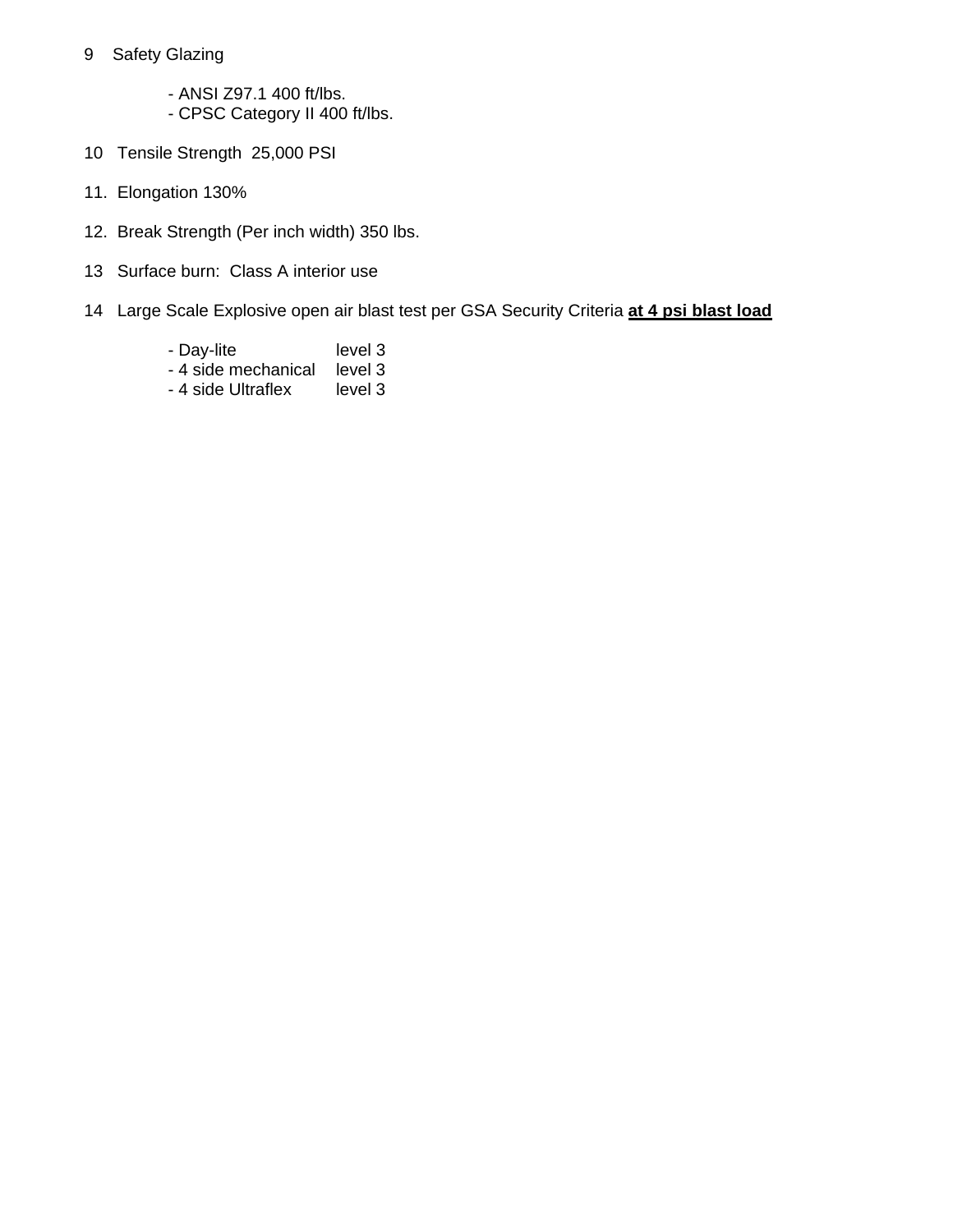9 Safety Glazing

- ANSI Z97.1 400 ft/lbs.
- CPSC Category II 400 ft/lbs.

10 Tensile Strength 25,000 PSI

11. Elongation 130%

12. Break Strength (Per inch width) 350 lbs.

13 Surface burn: Class A interior use

14 Large Scale Explosive open air blast test per GSA Security Criteria **at 4 psi blast load**

- Day-lite level 3
- 4 side mechanical level 3
- 4 side Ultraflex level 3